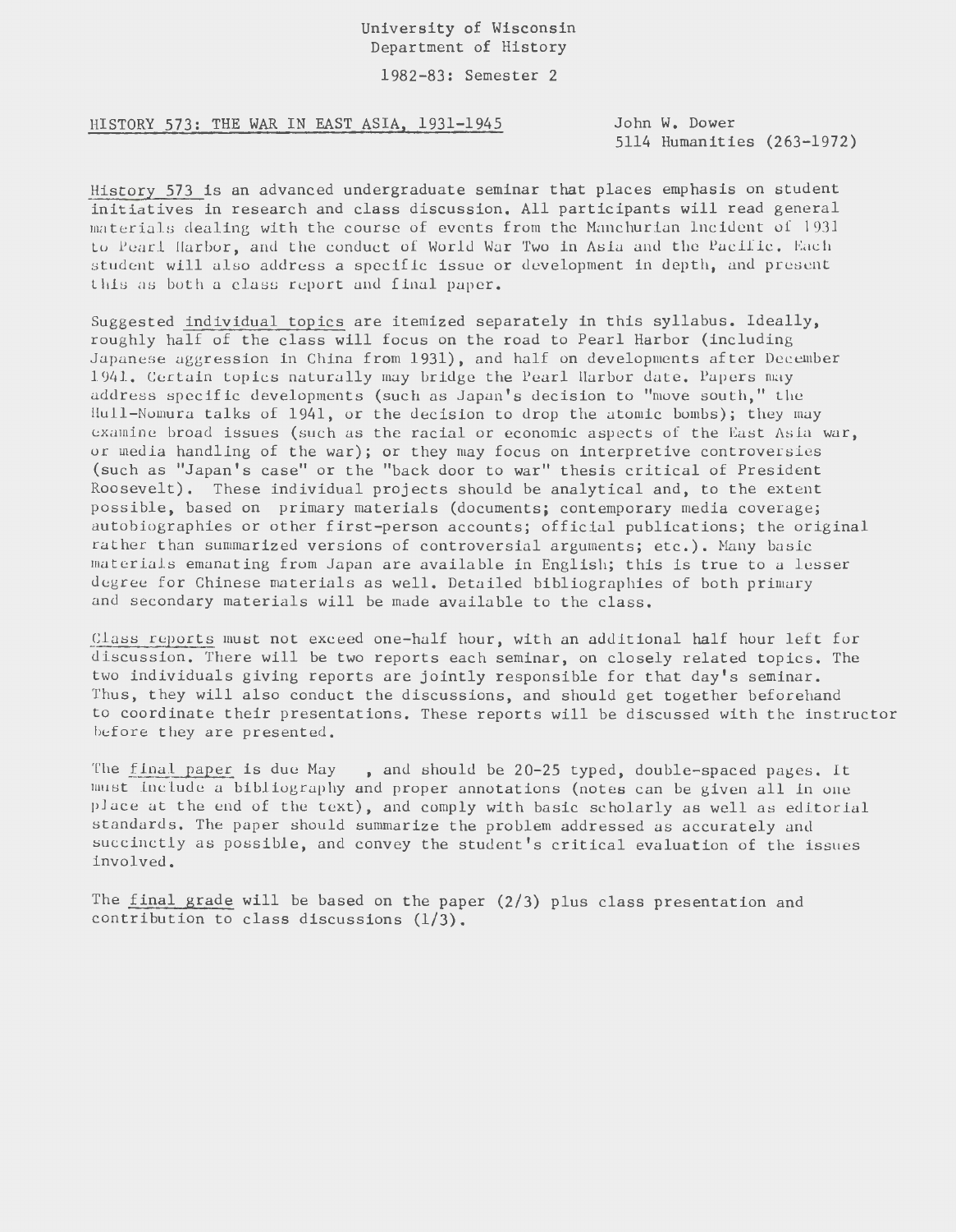University of Wisconsin
Department of History

1982-83: Semester 2

HISTORY 573: THE WAR IN EAST ASIA, 1931-1945

John W. Dower
5114 Humanities (263-1972)

History 573 is an advanced undergraduate seminar that places emphasis on student initiatives in research and class discussion. All participants will read general materials dealing with the course of events from the Manchurian Incident of 1931 to Pearl Harbor, and the conduct of World War Two in Asia and the Pacific. Each student will also address a specific issue or development in depth, and present this as both a class report and final paper.

Suggested individual topics are itemized separately in this syllabus. Ideally, roughly half of the class will focus on the road to Pearl Harbor (including Japanese aggression in China from 1931), and half on developments after December 1941. Certain topics naturally may bridge the Pearl Harbor date. Papers may address specific developments (such as Japan's decision to "move south," the Hull-Nomura talks of 1941, or the decision to drop the atomic bombs); they may examine broad issues (such as the racial or economic aspects of the East Asia war, or media handling of the war); or they may focus on interpretive controversies (such as "Japan's case" or the "back door to war" thesis critical of President Roosevelt). These individual projects should be analytical and, to the extent possible, based on primary materials (documents; contemporary media coverage; autobiographies or other first-person accounts; official publications; the original rather than summarized versions of controversial arguments; etc.). Many basic materials emanating from Japan are available in English; this is true to a lesser degree for Chinese materials as well. Detailed bibliographies of both primary and secondary materials will be made available to the class.

Class reports must not exceed one-half hour, with an additional half hour left for discussion. There will be two reports each seminar, on closely related topics. The two individuals giving reports are jointly responsible for that day's seminar. Thus, they will also conduct the discussions, and should get together beforehand to coordinate their presentations. These reports will be discussed with the instructor before they are presented.

The final paper is due May , and should be 20-25 typed, double-spaced pages. It must include a bibliography and proper annotations (notes can be given all in one place at the end of the text), and comply with basic scholarly as well as editorial standards. The paper should summarize the problem addressed as accurately and succinctly as possible, and convey the student's critical evaluation of the issues involved.

The final grade will be based on the paper (2/3) plus class presentation and contribution to class discussions (1/3).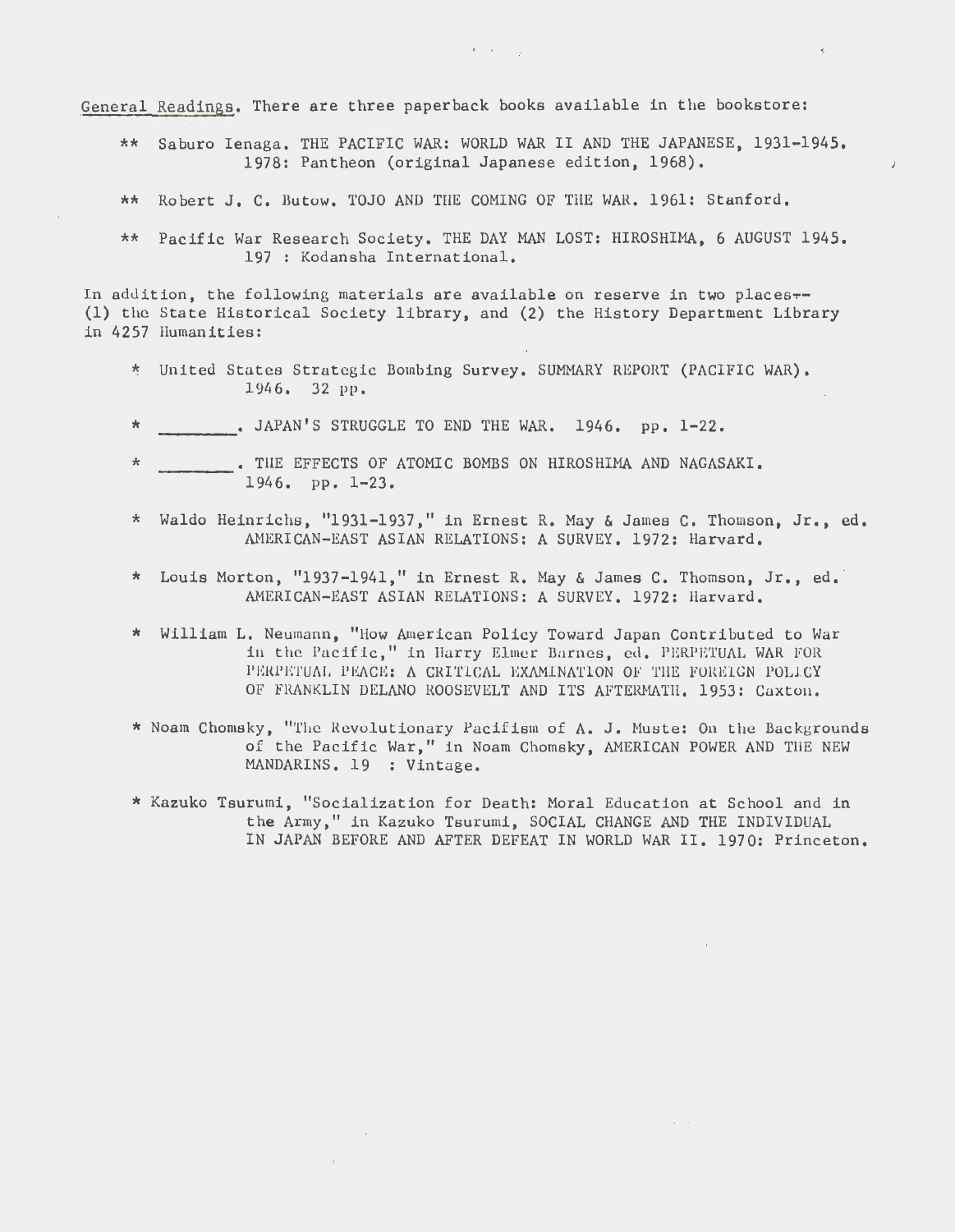General Readings. There are three paperback books available in the bookstore:

** Saburo Ienaga. THE PACIFIC WAR: WORLD WAR II AND THE JAPANESE, 1931-1945. 1978: Pantheon (original Japanese edition, 1968).

** Robert J. C. Butow. TOJO AND THE COMING OF THE WAR. 1961: Stanford.

** Pacific War Research Society. THE DAY MAN LOST: HIROSHIMA, 6 AUGUST 1945. 197 : Kodansha International.

In addition, the following materials are available on reserve in two places-- (1) the State Historical Society library, and (2) the History Department Library in 4257 Humanities:

* United States Strategic Bombing Survey. SUMMARY REPORT (PACIFIC WAR). 1946. 32 pp.

* ________. JAPAN'S STRUGGLE TO END THE WAR. 1946. pp. 1-22.

* ________. THE EFFECTS OF ATOMIC BOMBS ON HIROSHIMA AND NAGASAKI. 1946. pp. 1-23.

* Waldo Heinrichs, "1931-1937," in Ernest R. May & James C. Thomson, Jr., ed. AMERICAN-EAST ASIAN RELATIONS: A SURVEY. 1972: Harvard.

* Louis Morton, "1937-1941," in Ernest R. May & James C. Thomson, Jr., ed. AMERICAN-EAST ASIAN RELATIONS: A SURVEY. 1972: Harvard.

* William L. Neumann, "How American Policy Toward Japan Contributed to War in the Pacific," in Harry Elmer Barnes, ed. PERPETUAL WAR FOR PERPETUAL PEACE: A CRITICAL EXAMINATION OF THE FOREIGN POLICY OF FRANKLIN DELANO ROOSEVELT AND ITS AFTERMATH. 1953: Caxton.

* Noam Chomsky, "The Revolutionary Pacifism of A. J. Muste: On the Backgrounds of the Pacific War," in Noam Chomsky, AMERICAN POWER AND THE NEW MANDARINS. 19 : Vintage.

* Kazuko Tsurumi, "Socialization for Death: Moral Education at School and in the Army," in Kazuko Tsurumi, SOCIAL CHANGE AND THE INDIVIDUAL IN JAPAN BEFORE AND AFTER DEFEAT IN WORLD WAR II. 1970: Princeton.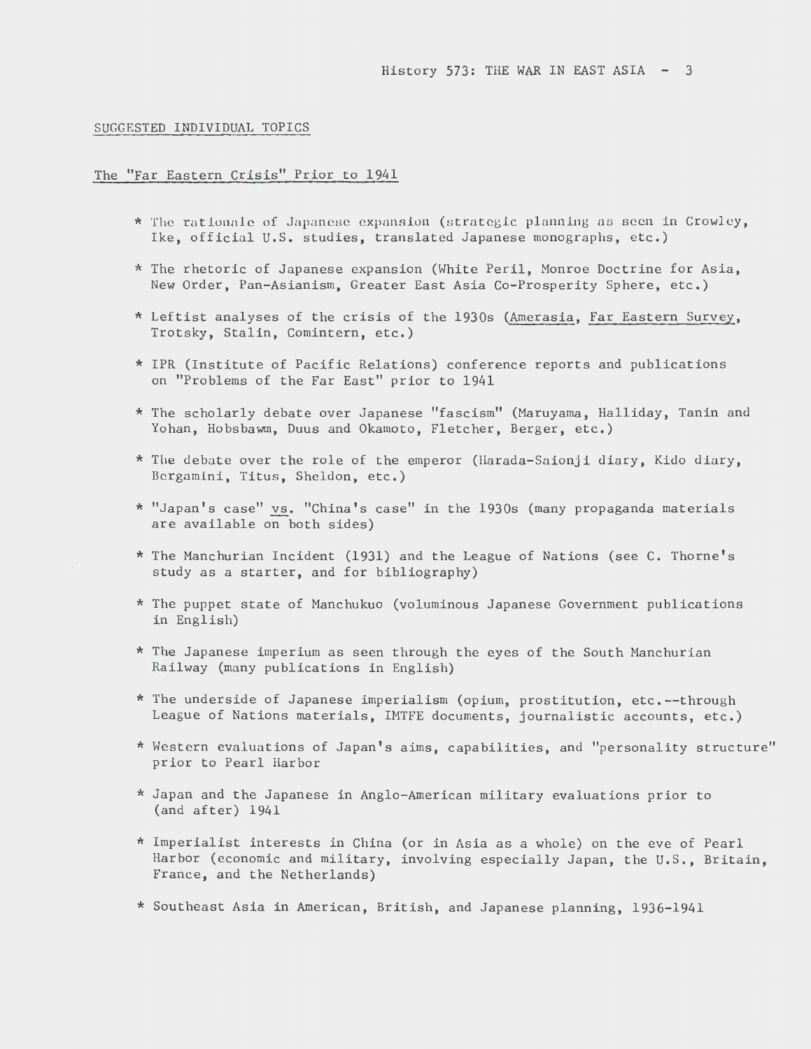## SUGGESTED INDIVIDUAL TOPICS

### The "Far Eastern Crisis" Prior to 1941

* The rationale of Japanese expansion (strategic planning as seen in Crowley, Ike, official U.S. studies, translated Japanese monographs, etc.)

* The rhetoric of Japanese expansion (White Peril, Monroe Doctrine for Asia, New Order, Pan-Asianism, Greater East Asia Co-Prosperity Sphere, etc.)

* Leftist analyses of the crisis of the 1930s (_Amerasia_, _Far Eastern Survey_, Trotsky, Stalin, Comintern, etc.)

* IPR (Institute of Pacific Relations) conference reports and publications on "Problems of the Far East" prior to 1941

* The scholarly debate over Japanese "fascism" (Maruyama, Halliday, Tanin and Yohan, Hobsbawm, Duus and Okamoto, Fletcher, Berger, etc.)

* The debate over the role of the emperor (Harada-Saionji diary, Kido diary, Bergamini, Titus, Sheldon, etc.)

* "Japan's case" _vs._ "China's case" in the 1930s (many propaganda materials are available on both sides)

* The Manchurian Incident (1931) and the League of Nations (see C. Thorne's study as a starter, and for bibliography)

* The puppet state of Manchukuo (voluminous Japanese Government publications in English)

* The Japanese imperium as seen through the eyes of the South Manchurian Railway (many publications in English)

* The underside of Japanese imperialism (opium, prostitution, etc.--through League of Nations materials, IMTFE documents, journalistic accounts, etc.)

* Western evaluations of Japan's aims, capabilities, and "personality structure" prior to Pearl Harbor

* Japan and the Japanese in Anglo-American military evaluations prior to (and after) 1941

* Imperialist interests in China (or in Asia as a whole) on the eve of Pearl Harbor (economic and military, involving especially Japan, the U.S., Britain, France, and the Netherlands)

* Southeast Asia in American, British, and Japanese planning, 1936-1941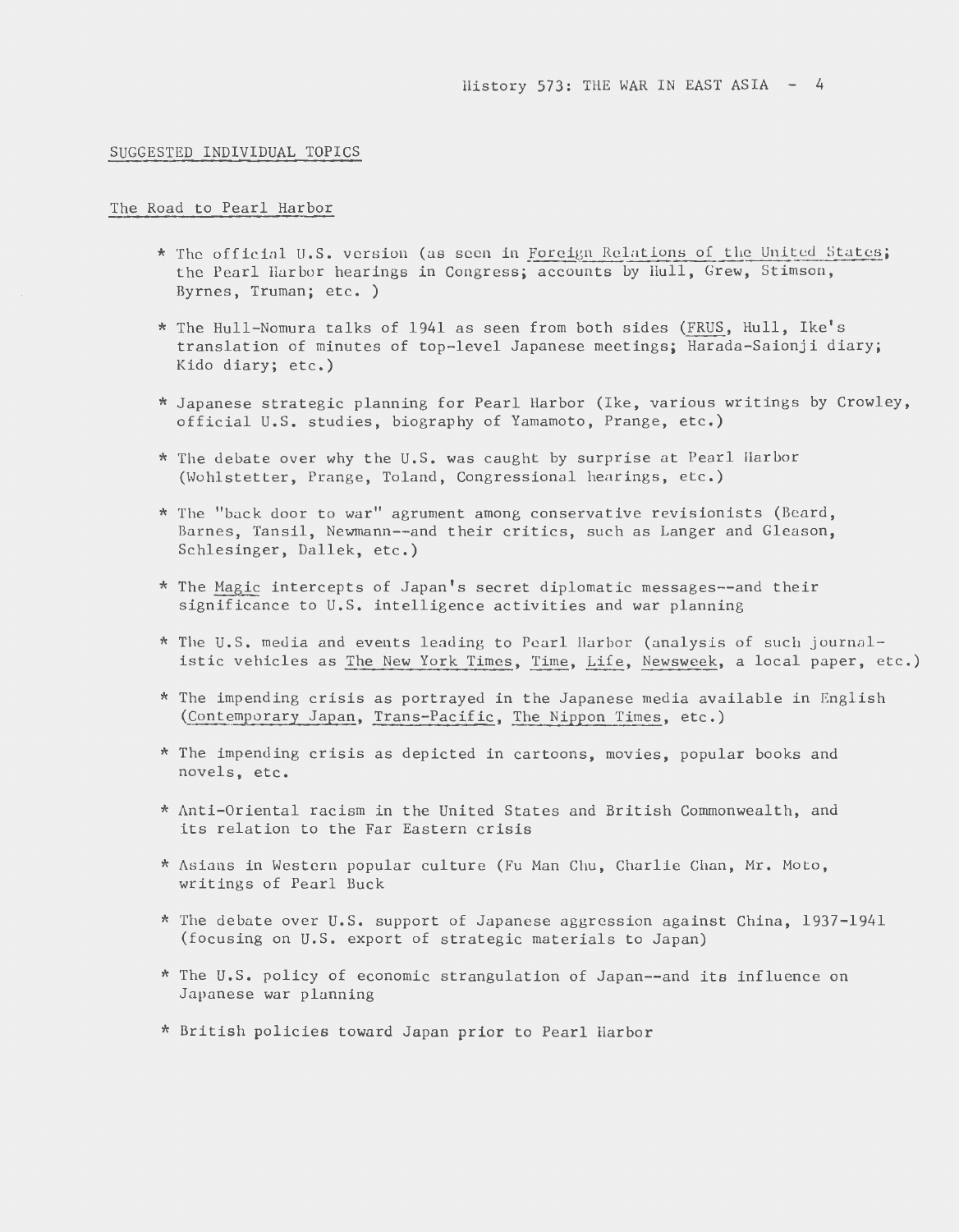SUGGESTED INDIVIDUAL TOPICS

The Road to Pearl Harbor

* The official U.S. version (as seen in Foreign Relations of the United States; the Pearl Harbor hearings in Congress; accounts by Hull, Grew, Stimson, Byrnes, Truman; etc. )

* The Hull-Nomura talks of 1941 as seen from both sides (FRUS, Hull, Ike's translation of minutes of top-level Japanese meetings; Harada-Saionji diary; Kido diary; etc.)

* Japanese strategic planning for Pearl Harbor (Ike, various writings by Crowley, official U.S. studies, biography of Yamamoto, Prange, etc.)

* The debate over why the U.S. was caught by surprise at Pearl Harbor (Wohlstetter, Prange, Toland, Congressional hearings, etc.)

* The "back door to war" agrument among conservative revisionists (Beard, Barnes, Tansil, Newmann--and their critics, such as Langer and Gleason, Schlesinger, Dallek, etc.)

* The Magic intercepts of Japan's secret diplomatic messages--and their significance to U.S. intelligence activities and war planning

* The U.S. media and events leading to Pearl Harbor (analysis of such journalistic vehicles as The New York Times, Time, Life, Newsweek, a local paper, etc.)

* The impending crisis as portrayed in the Japanese media available in English (Contemporary Japan, Trans-Pacific, The Nippon Times, etc.)

* The impending crisis as depicted in cartoons, movies, popular books and novels, etc.

* Anti-Oriental racism in the United States and British Commonwealth, and its relation to the Far Eastern crisis

* Asians in Western popular culture (Fu Man Chu, Charlie Chan, Mr. Moto, writings of Pearl Buck

* The debate over U.S. support of Japanese aggression against China, 1937-1941 (focusing on U.S. export of strategic materials to Japan)

* The U.S. policy of economic strangulation of Japan--and its influence on Japanese war planning

* British policies toward Japan prior to Pearl Harbor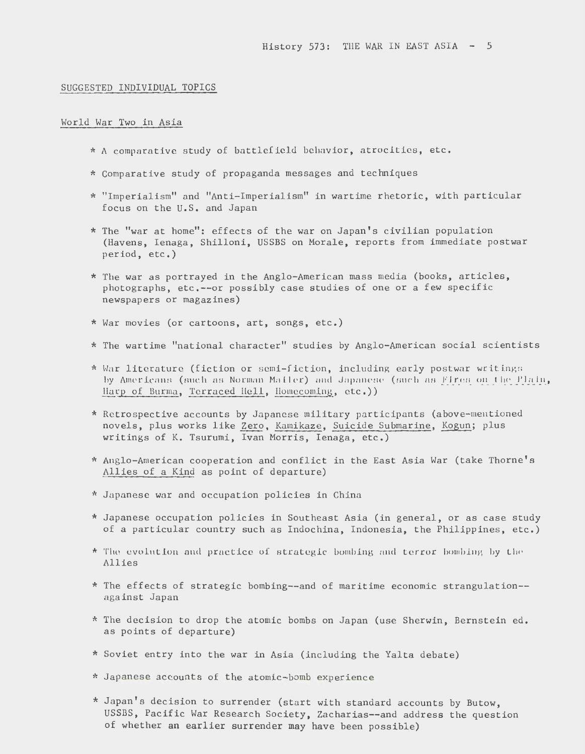## SUGGESTED INDIVIDUAL TOPICS

### World War Two in Asia

* A comparative study of battlefield behavior, atrocities, etc.

* Comparative study of propaganda messages and techniques

* "Imperialism" and "Anti-Imperialism" in wartime rhetoric, with particular focus on the U.S. and Japan

* The "war at home": effects of the war on Japan's civilian population (Havens, Ienaga, Shilloni, USSBS on Morale, reports from immediate postwar period, etc.)

* The war as portrayed in the Anglo-American mass media (books, articles, photographs, etc.--or possibly case studies of one or a few specific newspapers or magazines)

* War movies (or cartoons, art, songs, etc.)

* The wartime "national character" studies by Anglo-American social scientists

* War literature (fiction or semi-fiction, including early postwar writings by Americans (such as Norman Mailer) and Japanese (such as _Fires on the Plain_, _Harp of Burma_, _Terraced Hell_, _Homecoming_, etc.))

* Retrospective accounts by Japanese military participants (above-mentioned novels, plus works like _Zero_, _Kamikaze_, _Suicide Submarine_, _Kogun_; plus writings of K. Tsurumi, Ivan Morris, Ienaga, etc.)

* Anglo-American cooperation and conflict in the East Asia War (take Thorne's _Allies of a Kind_ as point of departure)

* Japanese war and occupation policies in China

* Japanese occupation policies in Southeast Asia (in general, or as case study of a particular country such as Indochina, Indonesia, the Philippines, etc.)

* The evolution and practice of strategic bombing and terror bombing by the Allies

* The effects of strategic bombing--and of maritime economic strangulation--against Japan

* The decision to drop the atomic bombs on Japan (use Sherwin, Bernstein ed. as points of departure)

* Soviet entry into the war in Asia (including the Yalta debate)

* Japanese accounts of the atomic-bomb experience

* Japan's decision to surrender (start with standard accounts by Butow, USSBS, Pacific War Research Society, Zacharias--and address the question of whether an earlier surrender may have been possible)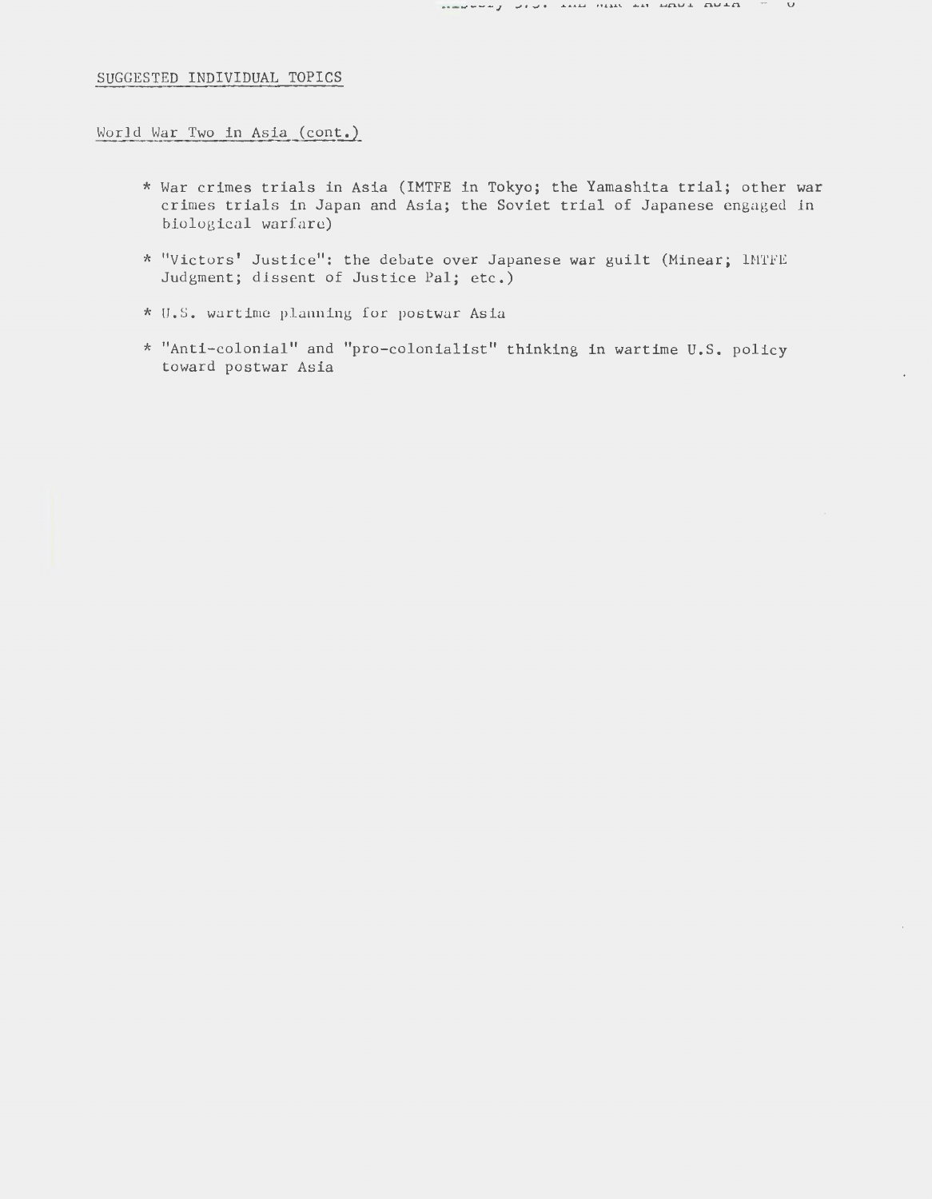SUGGESTED INDIVIDUAL TOPICS

World War Two in Asia (cont.)

- War crimes trials in Asia (IMTFE in Tokyo; the Yamashita trial; other war crimes trials in Japan and Asia; the Soviet trial of Japanese engaged in biological warfare)
- "Victors' Justice": the debate over Japanese war guilt (Minear; IMTFE Judgment; dissent of Justice Pal; etc.)
- U.S. wartime planning for postwar Asia
- "Anti-colonial" and "pro-colonialist" thinking in wartime U.S. policy toward postwar Asia